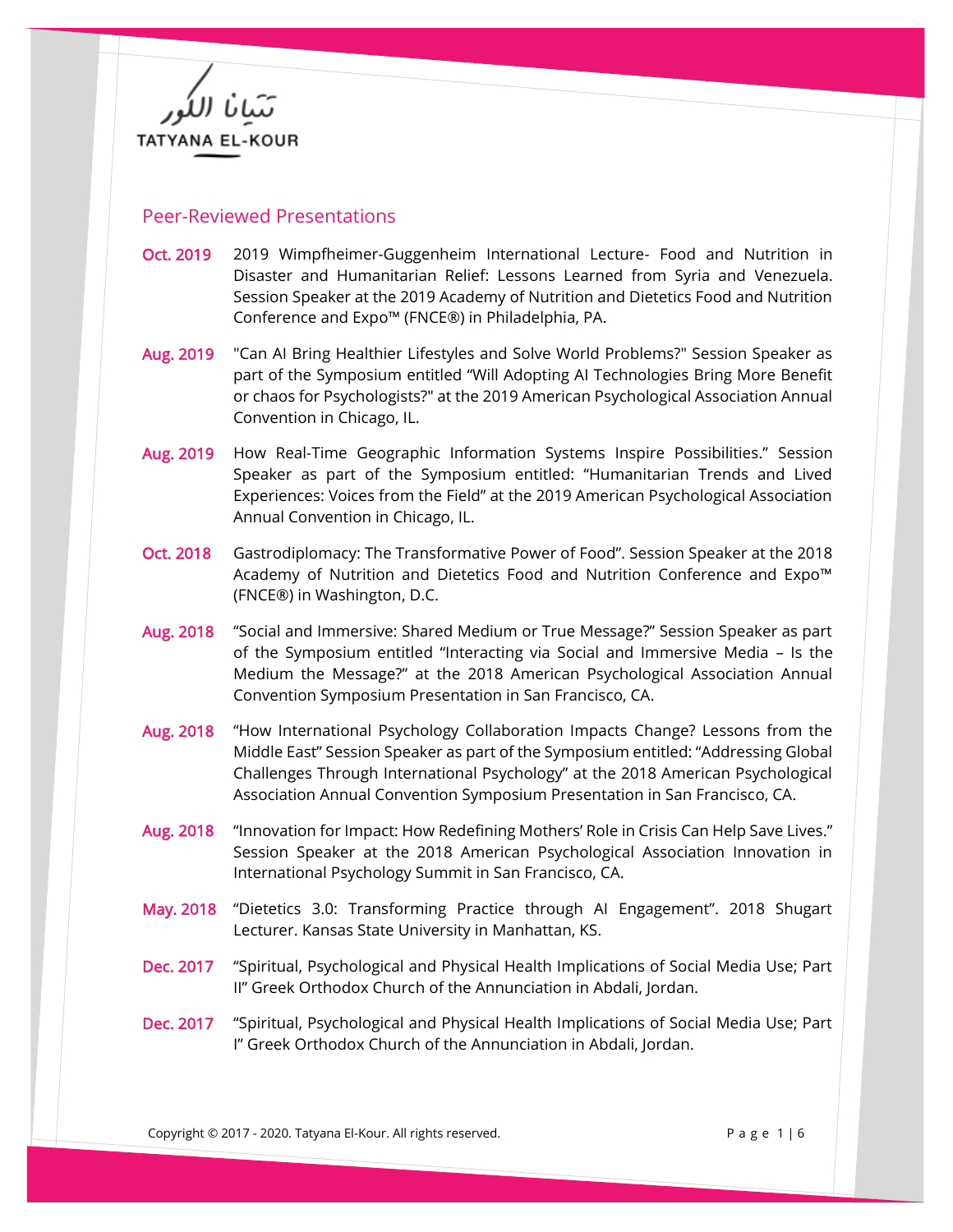تتيانا الكور

TATYANA EL-KOUR

## Peer-Reviewed Presentations

**Oct. 2019** 2019 Wimpfheimer-Guggenheim International Lecture- Food and Nutrition in Disaster and Humanitarian Relief: Lessons Learned from Syria and Venezuela. Session Speaker at the 2019 Academy of Nutrition and Dietetics Food and Nutrition Conference and Expo™ (FNCE®) in Philadelphia, PA.

**Aug. 2019** "Can AI Bring Healthier Lifestyles and Solve World Problems?" Session Speaker as part of the Symposium entitled "Will Adopting AI Technologies Bring More Benefit or chaos for Psychologists?" at the 2019 American Psychological Association Annual Convention in Chicago, IL.

**Aug. 2019** How Real-Time Geographic Information Systems Inspire Possibilities." Session Speaker as part of the Symposium entitled: "Humanitarian Trends and Lived Experiences: Voices from the Field" at the 2019 American Psychological Association Annual Convention in Chicago, IL.

**Oct. 2018** Gastrodiplomacy: The Transformative Power of Food". Session Speaker at the 2018 Academy of Nutrition and Dietetics Food and Nutrition Conference and Expo™ (FNCE®) in Washington, D.C.

**Aug. 2018** "Social and Immersive: Shared Medium or True Message?" Session Speaker as part of the Symposium entitled "Interacting via Social and Immersive Media – Is the Medium the Message?" at the 2018 American Psychological Association Annual Convention Symposium Presentation in San Francisco, CA.

**Aug. 2018** "How International Psychology Collaboration Impacts Change? Lessons from the Middle East" Session Speaker as part of the Symposium entitled: "Addressing Global Challenges Through International Psychology" at the 2018 American Psychological Association Annual Convention Symposium Presentation in San Francisco, CA.

**Aug. 2018** "Innovation for Impact: How Redefining Mothers' Role in Crisis Can Help Save Lives." Session Speaker at the 2018 American Psychological Association Innovation in International Psychology Summit in San Francisco, CA.

**May. 2018** "Dietetics 3.0: Transforming Practice through AI Engagement". 2018 Shugart Lecturer. Kansas State University in Manhattan, KS.

**Dec. 2017** "Spiritual, Psychological and Physical Health Implications of Social Media Use; Part II" Greek Orthodox Church of the Annunciation in Abdali, Jordan.

**Dec. 2017** "Spiritual, Psychological and Physical Health Implications of Social Media Use; Part I" Greek Orthodox Church of the Annunciation in Abdali, Jordan.

Copyright © 2017 - 2020. Tatyana El-Kour. All rights reserved.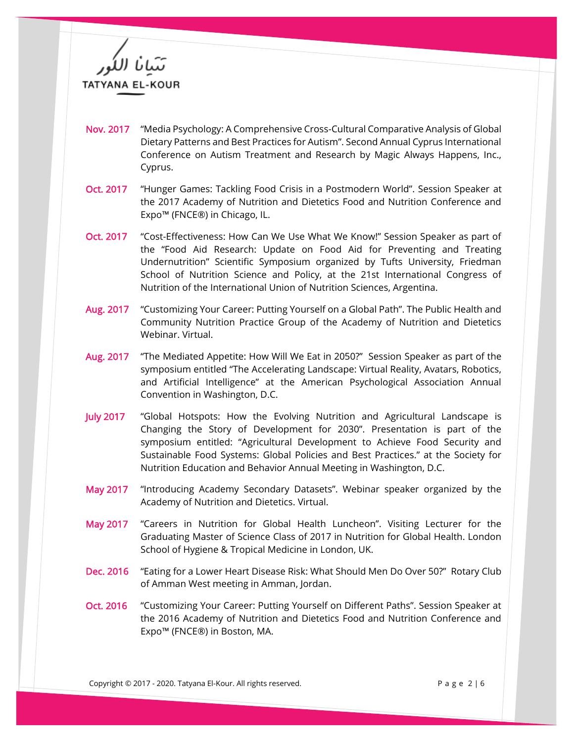تتيانا الكور
TATYANA EL-KOUR

**Nov. 2017** "Media Psychology: A Comprehensive Cross-Cultural Comparative Analysis of Global Dietary Patterns and Best Practices for Autism". Second Annual Cyprus International Conference on Autism Treatment and Research by Magic Always Happens, Inc., Cyprus.

**Oct. 2017** "Hunger Games: Tackling Food Crisis in a Postmodern World". Session Speaker at the 2017 Academy of Nutrition and Dietetics Food and Nutrition Conference and Expo™ (FNCE®) in Chicago, IL.

**Oct. 2017** "Cost-Effectiveness: How Can We Use What We Know!" Session Speaker as part of the "Food Aid Research: Update on Food Aid for Preventing and Treating Undernutrition" Scientific Symposium organized by Tufts University, Friedman School of Nutrition Science and Policy, at the 21st International Congress of Nutrition of the International Union of Nutrition Sciences, Argentina.

**Aug. 2017** "Customizing Your Career: Putting Yourself on a Global Path". The Public Health and Community Nutrition Practice Group of the Academy of Nutrition and Dietetics Webinar. Virtual.

**Aug. 2017** "The Mediated Appetite: How Will We Eat in 2050?" Session Speaker as part of the symposium entitled "The Accelerating Landscape: Virtual Reality, Avatars, Robotics, and Artificial Intelligence" at the American Psychological Association Annual Convention in Washington, D.C.

**July 2017** "Global Hotspots: How the Evolving Nutrition and Agricultural Landscape is Changing the Story of Development for 2030". Presentation is part of the symposium entitled: "Agricultural Development to Achieve Food Security and Sustainable Food Systems: Global Policies and Best Practices." at the Society for Nutrition Education and Behavior Annual Meeting in Washington, D.C.

**May 2017** "Introducing Academy Secondary Datasets". Webinar speaker organized by the Academy of Nutrition and Dietetics. Virtual.

**May 2017** "Careers in Nutrition for Global Health Luncheon". Visiting Lecturer for the Graduating Master of Science Class of 2017 in Nutrition for Global Health. London School of Hygiene & Tropical Medicine in London, UK.

**Dec. 2016** "Eating for a Lower Heart Disease Risk: What Should Men Do Over 50?" Rotary Club of Amman West meeting in Amman, Jordan.

**Oct. 2016** "Customizing Your Career: Putting Yourself on Different Paths". Session Speaker at the 2016 Academy of Nutrition and Dietetics Food and Nutrition Conference and Expo™ (FNCE®) in Boston, MA.

Copyright © 2017 - 2020. Tatyana El-Kour. All rights reserved.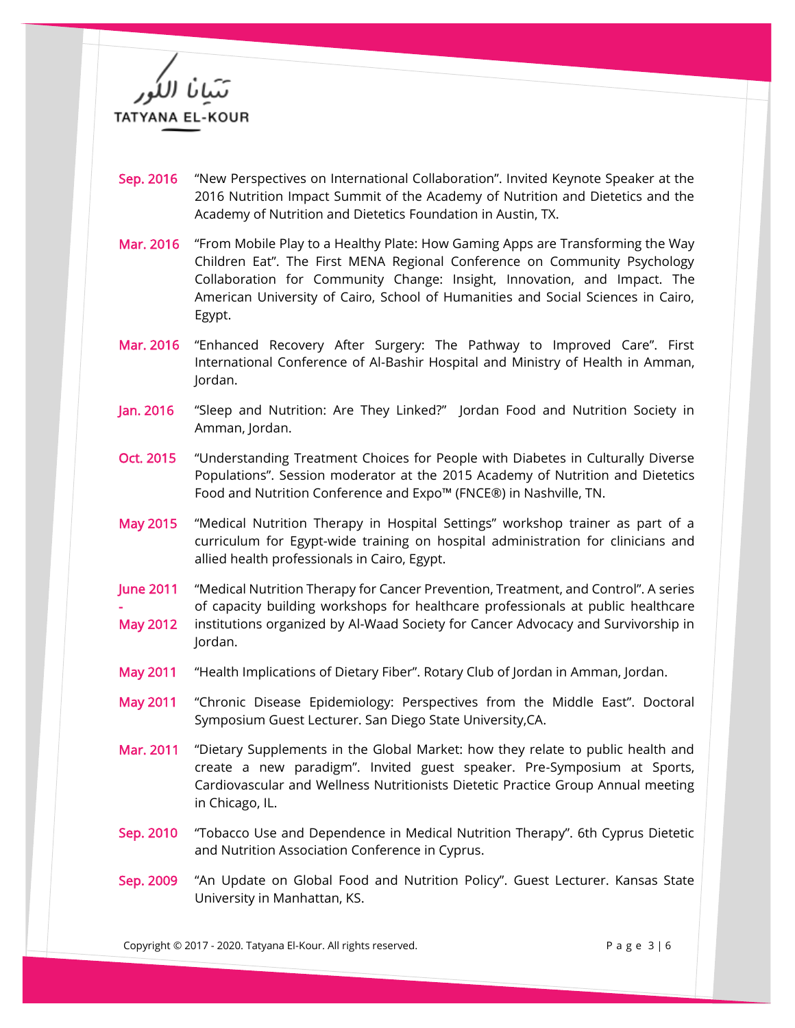**Sep. 2016** “New Perspectives on International Collaboration”. Invited Keynote Speaker at the 2016 Nutrition Impact Summit of the Academy of Nutrition and Dietetics and the Academy of Nutrition and Dietetics Foundation in Austin, TX.

**Mar. 2016** “From Mobile Play to a Healthy Plate: How Gaming Apps are Transforming the Way Children Eat”. The First MENA Regional Conference on Community Psychology Collaboration for Community Change: Insight, Innovation, and Impact. The American University of Cairo, School of Humanities and Social Sciences in Cairo, Egypt.

**Mar. 2016** “Enhanced Recovery After Surgery: The Pathway to Improved Care”. First International Conference of Al-Bashir Hospital and Ministry of Health in Amman, Jordan.

**Jan. 2016** “Sleep and Nutrition: Are They Linked?” Jordan Food and Nutrition Society in Amman, Jordan.

**Oct. 2015** “Understanding Treatment Choices for People with Diabetes in Culturally Diverse Populations”. Session moderator at the 2015 Academy of Nutrition and Dietetics Food and Nutrition Conference and Expo™ (FNCE®) in Nashville, TN.

**May 2015** “Medical Nutrition Therapy in Hospital Settings” workshop trainer as part of a curriculum for Egypt-wide training on hospital administration for clinicians and allied health professionals in Cairo, Egypt.

**June 2011 - May 2012** “Medical Nutrition Therapy for Cancer Prevention, Treatment, and Control”. A series of capacity building workshops for healthcare professionals at public healthcare institutions organized by Al-Waad Society for Cancer Advocacy and Survivorship in Jordan.

**May 2011** “Health Implications of Dietary Fiber”. Rotary Club of Jordan in Amman, Jordan.

**May 2011** “Chronic Disease Epidemiology: Perspectives from the Middle East”. Doctoral Symposium Guest Lecturer. San Diego State University,CA.

**Mar. 2011** “Dietary Supplements in the Global Market: how they relate to public health and create a new paradigm”. Invited guest speaker. Pre-Symposium at Sports, Cardiovascular and Wellness Nutritionists Dietetic Practice Group Annual meeting in Chicago, IL.

**Sep. 2010** “Tobacco Use and Dependence in Medical Nutrition Therapy”. 6th Cyprus Dietetic and Nutrition Association Conference in Cyprus.

**Sep. 2009** “An Update on Global Food and Nutrition Policy”. Guest Lecturer. Kansas State University in Manhattan, KS.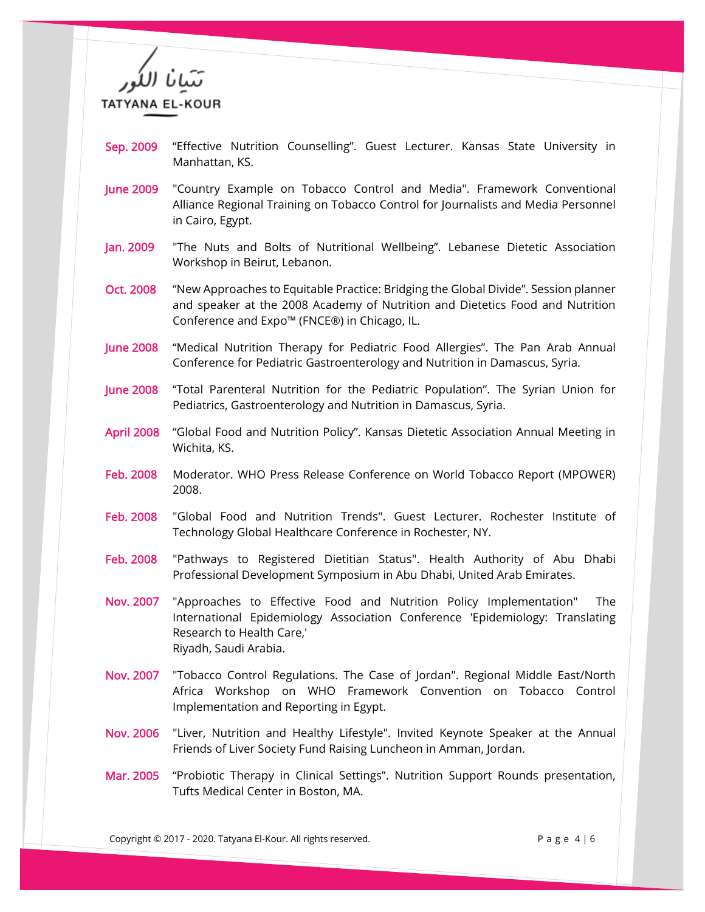**Sep. 2009** "Effective Nutrition Counselling". Guest Lecturer. Kansas State University in Manhattan, KS.

**June 2009** "Country Example on Tobacco Control and Media". Framework Conventional Alliance Regional Training on Tobacco Control for Journalists and Media Personnel in Cairo, Egypt.

**Jan. 2009** "The Nuts and Bolts of Nutritional Wellbeing". Lebanese Dietetic Association Workshop in Beirut, Lebanon.

**Oct. 2008** "New Approaches to Equitable Practice: Bridging the Global Divide". Session planner and speaker at the 2008 Academy of Nutrition and Dietetics Food and Nutrition Conference and Expo™ (FNCE®) in Chicago, IL.

**June 2008** "Medical Nutrition Therapy for Pediatric Food Allergies". The Pan Arab Annual Conference for Pediatric Gastroenterology and Nutrition in Damascus, Syria.

**June 2008** "Total Parenteral Nutrition for the Pediatric Population". The Syrian Union for Pediatrics, Gastroenterology and Nutrition in Damascus, Syria.

**April 2008** "Global Food and Nutrition Policy". Kansas Dietetic Association Annual Meeting in Wichita, KS.

**Feb. 2008** Moderator. WHO Press Release Conference on World Tobacco Report (MPOWER) 2008.

**Feb. 2008** "Global Food and Nutrition Trends". Guest Lecturer. Rochester Institute of Technology Global Healthcare Conference in Rochester, NY.

**Feb. 2008** "Pathways to Registered Dietitian Status". Health Authority of Abu Dhabi Professional Development Symposium in Abu Dhabi, United Arab Emirates.

**Nov. 2007** "Approaches to Effective Food and Nutrition Policy Implementation" The International Epidemiology Association Conference 'Epidemiology: Translating Research to Health Care,'
Riyadh, Saudi Arabia.

**Nov. 2007** "Tobacco Control Regulations. The Case of Jordan". Regional Middle East/North Africa Workshop on WHO Framework Convention on Tobacco Control Implementation and Reporting in Egypt.

**Nov. 2006** "Liver, Nutrition and Healthy Lifestyle". Invited Keynote Speaker at the Annual Friends of Liver Society Fund Raising Luncheon in Amman, Jordan.

**Mar. 2005** "Probiotic Therapy in Clinical Settings". Nutrition Support Rounds presentation, Tufts Medical Center in Boston, MA.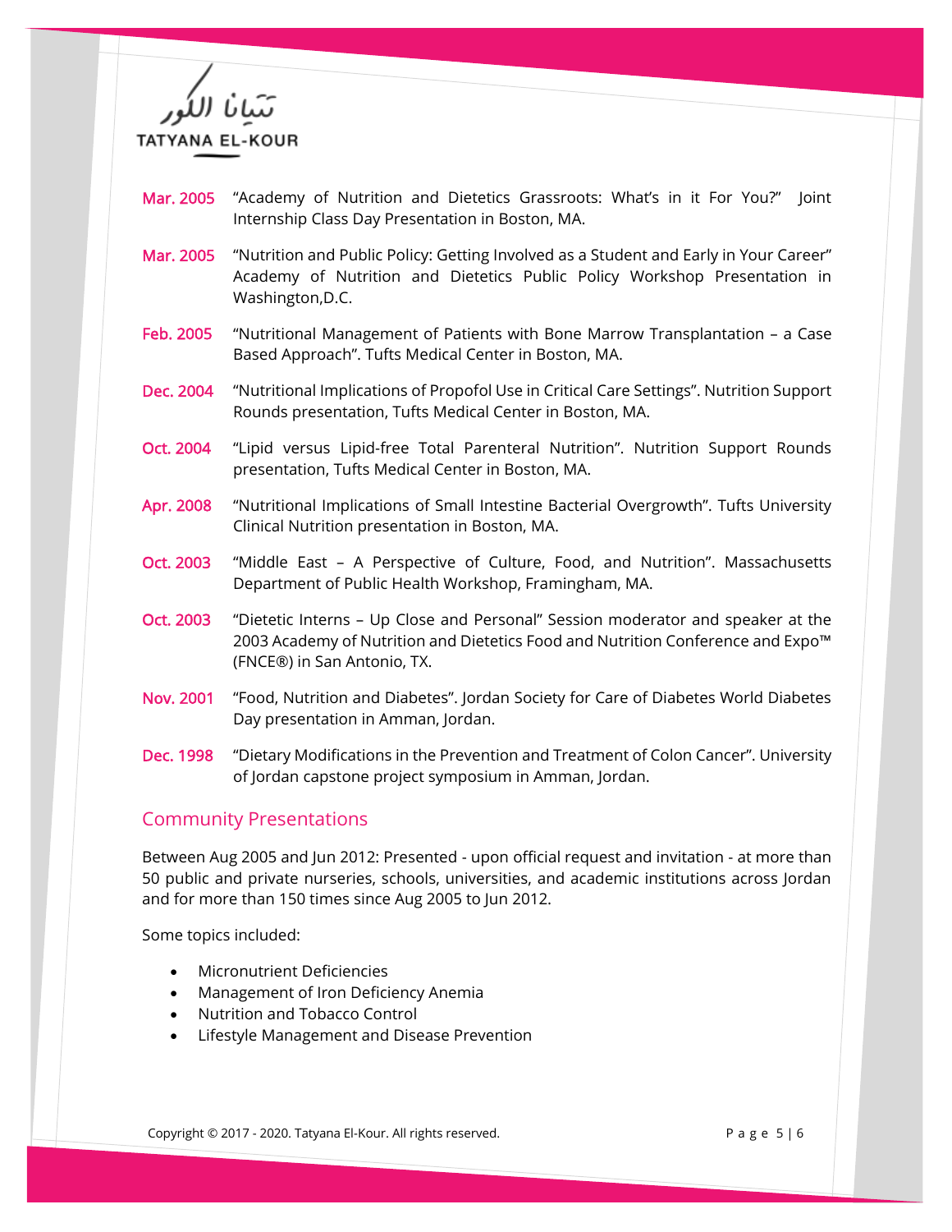**Mar. 2005** “Academy of Nutrition and Dietetics Grassroots: What’s in it For You?” Joint Internship Class Day Presentation in Boston, MA.

**Mar. 2005** “Nutrition and Public Policy: Getting Involved as a Student and Early in Your Career” Academy of Nutrition and Dietetics Public Policy Workshop Presentation in Washington,D.C.

**Feb. 2005** “Nutritional Management of Patients with Bone Marrow Transplantation – a Case Based Approach”. Tufts Medical Center in Boston, MA.

**Dec. 2004** “Nutritional Implications of Propofol Use in Critical Care Settings”. Nutrition Support Rounds presentation, Tufts Medical Center in Boston, MA.

**Oct. 2004** “Lipid versus Lipid-free Total Parenteral Nutrition”. Nutrition Support Rounds presentation, Tufts Medical Center in Boston, MA.

**Apr. 2008** “Nutritional Implications of Small Intestine Bacterial Overgrowth”. Tufts University Clinical Nutrition presentation in Boston, MA.

**Oct. 2003** “Middle East – A Perspective of Culture, Food, and Nutrition”. Massachusetts Department of Public Health Workshop, Framingham, MA.

**Oct. 2003** “Dietetic Interns – Up Close and Personal” Session moderator and speaker at the 2003 Academy of Nutrition and Dietetics Food and Nutrition Conference and Expo™ (FNCE®) in San Antonio, TX.

**Nov. 2001** “Food, Nutrition and Diabetes”. Jordan Society for Care of Diabetes World Diabetes Day presentation in Amman, Jordan.

**Dec. 1998** “Dietary Modifications in the Prevention and Treatment of Colon Cancer”. University of Jordan capstone project symposium in Amman, Jordan.

## Community Presentations

Between Aug 2005 and Jun 2012: Presented - upon official request and invitation - at more than 50 public and private nurseries, schools, universities, and academic institutions across Jordan and for more than 150 times since Aug 2005 to Jun 2012.

Some topics included:

- Micronutrient Deficiencies
- Management of Iron Deficiency Anemia
- Nutrition and Tobacco Control
- Lifestyle Management and Disease Prevention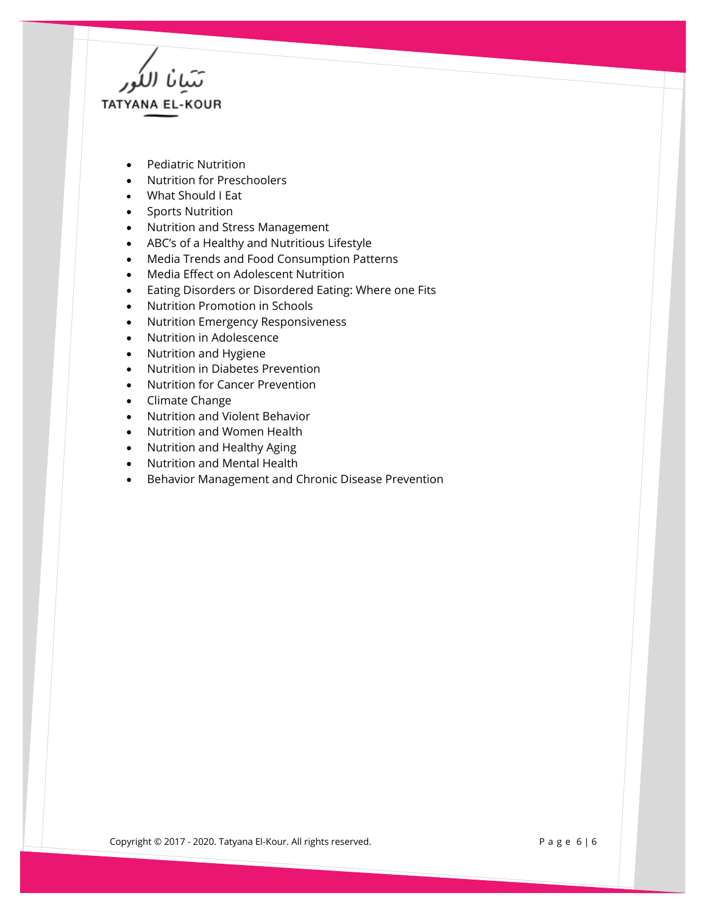- Pediatric Nutrition
- Nutrition for Preschoolers
- What Should I Eat
- Sports Nutrition
- Nutrition and Stress Management
- ABC's of a Healthy and Nutritious Lifestyle
- Media Trends and Food Consumption Patterns
- Media Effect on Adolescent Nutrition
- Eating Disorders or Disordered Eating: Where one Fits
- Nutrition Promotion in Schools
- Nutrition Emergency Responsiveness
- Nutrition in Adolescence
- Nutrition and Hygiene
- Nutrition in Diabetes Prevention
- Nutrition for Cancer Prevention
- Climate Change
- Nutrition and Violent Behavior
- Nutrition and Women Health
- Nutrition and Healthy Aging
- Nutrition and Mental Health
- Behavior Management and Chronic Disease Prevention